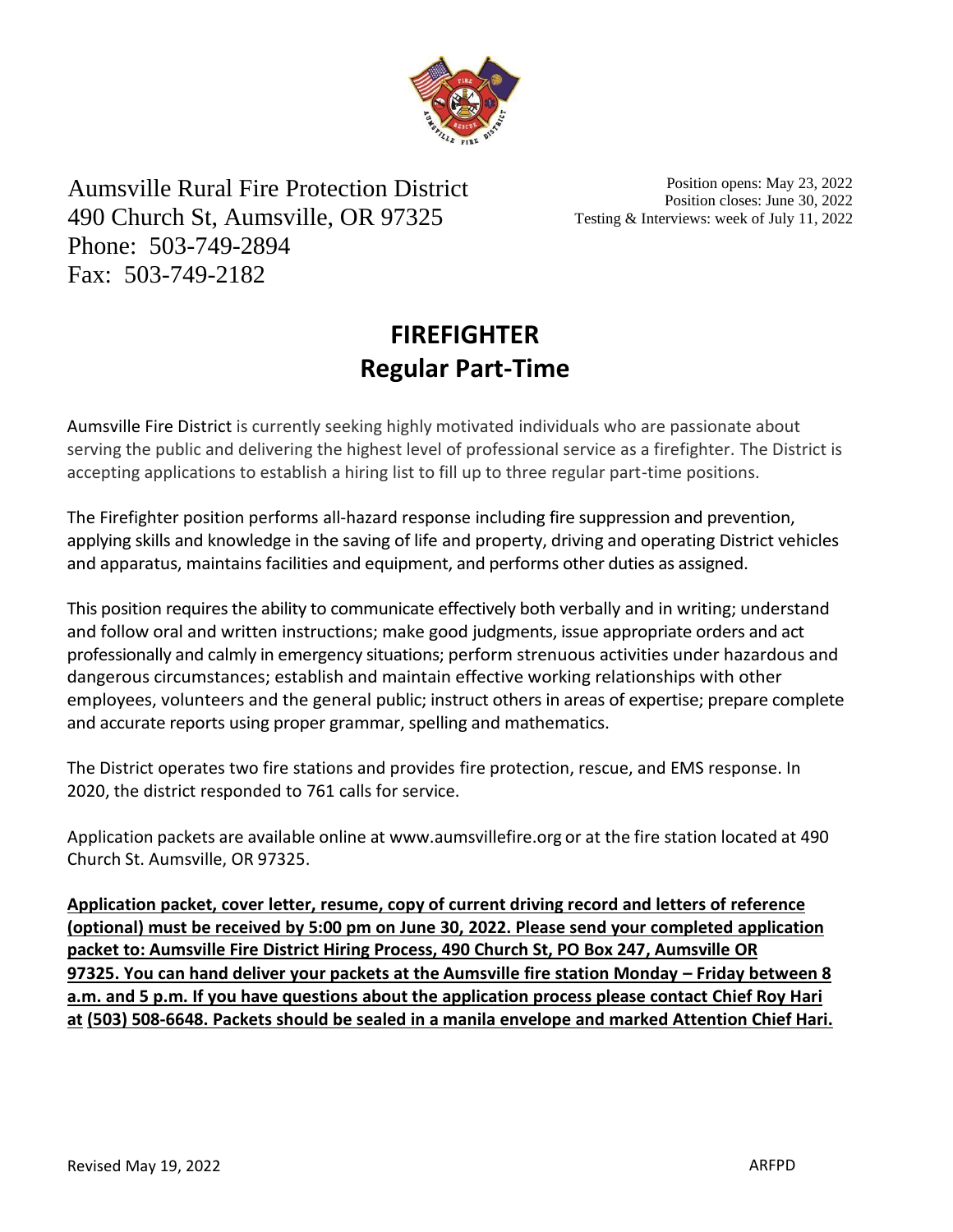Aumsville Rural Fire Protection District
490 Church St, Aumsville, OR 97325
Phone: 503-749-2894
Fax: 503-749-2182

Position opens: May 23, 2022
Position closes: June 30, 2022
Testing & Interviews: week of July 11, 2022

# FIREFIGHTER
## Regular Part-Time

Aumsville Fire District is currently seeking highly motivated individuals who are passionate about serving the public and delivering the highest level of professional service as a firefighter. The District is accepting applications to establish a hiring list to fill up to three regular part-time positions.

The Firefighter position performs all-hazard response including fire suppression and prevention, applying skills and knowledge in the saving of life and property, driving and operating District vehicles and apparatus, maintains facilities and equipment, and performs other duties as assigned.

This position requires the ability to communicate effectively both verbally and in writing; understand and follow oral and written instructions; make good judgments, issue appropriate orders and act professionally and calmly in emergency situations; perform strenuous activities under hazardous and dangerous circumstances; establish and maintain effective working relationships with other employees, volunteers and the general public; instruct others in areas of expertise; prepare complete and accurate reports using proper grammar, spelling and mathematics.

The District operates two fire stations and provides fire protection, rescue, and EMS response. In 2020, the district responded to 761 calls for service.

Application packets are available online at www.aumsvillefire.org or at the fire station located at 490 Church St. Aumsville, OR 97325.

**Application packet, cover letter, resume, copy of current driving record and letters of reference (optional) must be received by 5:00 pm on June 30, 2022. Please send your completed application packet to: Aumsville Fire District Hiring Process, 490 Church St, PO Box 247, Aumsville OR 97325. You can hand deliver your packets at the Aumsville fire station Monday – Friday between 8 a.m. and 5 p.m. If you have questions about the application process please contact Chief Roy Hari at (503) 508-6648. Packets should be sealed in a manila envelope and marked Attention Chief Hari.**

Revised May 19, 2022 ARFPD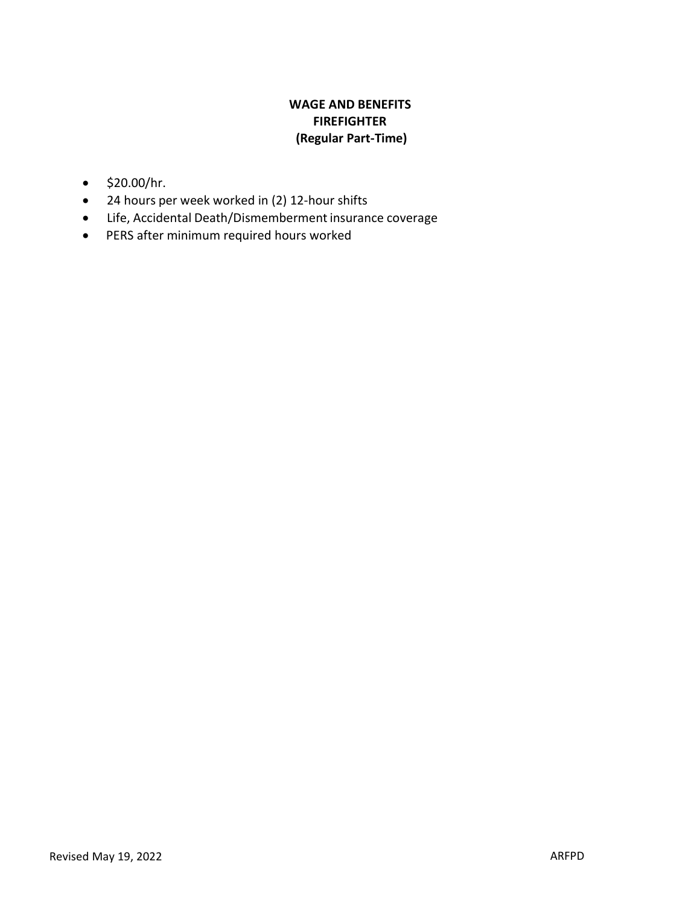**WAGE AND BENEFITS**
**FIREFIGHTER**
**(Regular Part-Time)**

- $20.00/hr.
- 24 hours per week worked in (2) 12-hour shifts
- Life, Accidental Death/Dismemberment insurance coverage
- PERS after minimum required hours worked

Revised May 19, 2022 ARFPD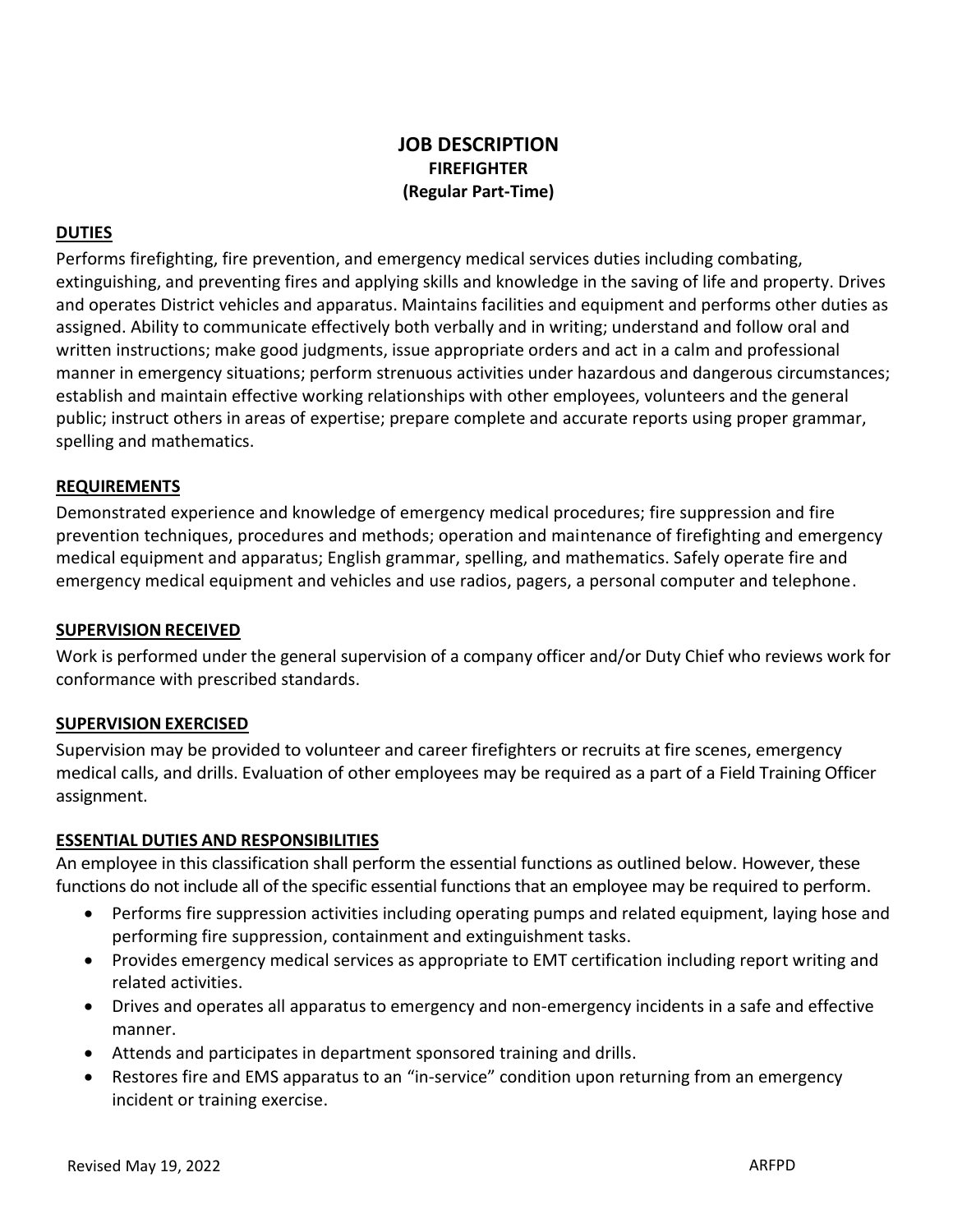# JOB DESCRIPTION

## FIREFIGHTER

## (Regular Part-Time)

### DUTIES

Performs firefighting, fire prevention, and emergency medical services duties including combating, extinguishing, and preventing fires and applying skills and knowledge in the saving of life and property. Drives and operates District vehicles and apparatus. Maintains facilities and equipment and performs other duties as assigned. Ability to communicate effectively both verbally and in writing; understand and follow oral and written instructions; make good judgments, issue appropriate orders and act in a calm and professional manner in emergency situations; perform strenuous activities under hazardous and dangerous circumstances; establish and maintain effective working relationships with other employees, volunteers and the general public; instruct others in areas of expertise; prepare complete and accurate reports using proper grammar, spelling and mathematics.

### REQUIREMENTS

Demonstrated experience and knowledge of emergency medical procedures; fire suppression and fire prevention techniques, procedures and methods; operation and maintenance of firefighting and emergency medical equipment and apparatus; English grammar, spelling, and mathematics. Safely operate fire and emergency medical equipment and vehicles and use radios, pagers, a personal computer and telephone.

### SUPERVISION RECEIVED

Work is performed under the general supervision of a company officer and/or Duty Chief who reviews work for conformance with prescribed standards.

### SUPERVISION EXERCISED

Supervision may be provided to volunteer and career firefighters or recruits at fire scenes, emergency medical calls, and drills. Evaluation of other employees may be required as a part of a Field Training Officer assignment.

### ESSENTIAL DUTIES AND RESPONSIBILITIES

An employee in this classification shall perform the essential functions as outlined below. However, these functions do not include all of the specific essential functions that an employee may be required to perform.

- Performs fire suppression activities including operating pumps and related equipment, laying hose and performing fire suppression, containment and extinguishment tasks.
- Provides emergency medical services as appropriate to EMT certification including report writing and related activities.
- Drives and operates all apparatus to emergency and non-emergency incidents in a safe and effective manner.
- Attends and participates in department sponsored training and drills.
- Restores fire and EMS apparatus to an "in-service" condition upon returning from an emergency incident or training exercise.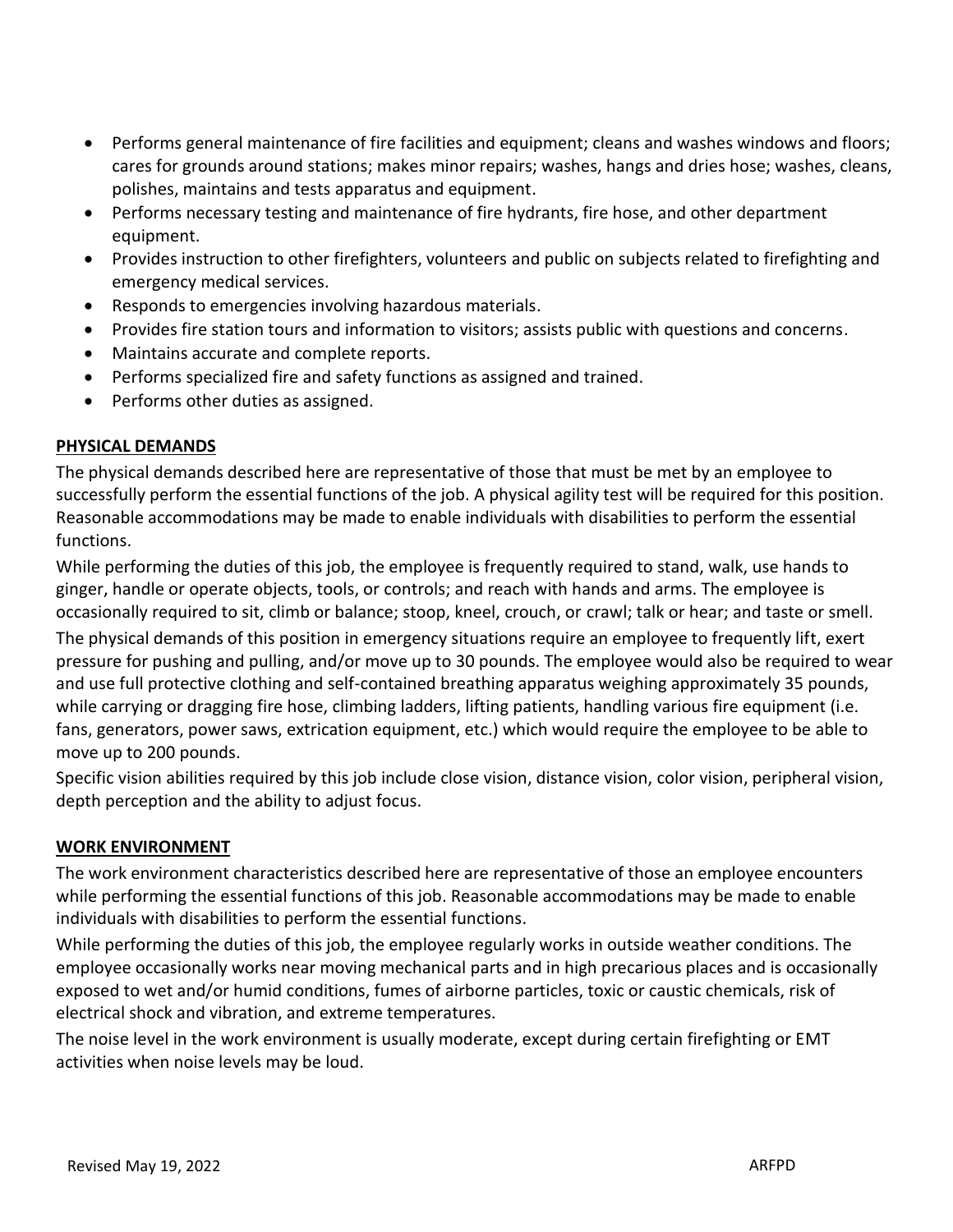- Performs general maintenance of fire facilities and equipment; cleans and washes windows and floors; cares for grounds around stations; makes minor repairs; washes, hangs and dries hose; washes, cleans, polishes, maintains and tests apparatus and equipment.
- Performs necessary testing and maintenance of fire hydrants, fire hose, and other department equipment.
- Provides instruction to other firefighters, volunteers and public on subjects related to firefighting and emergency medical services.
- Responds to emergencies involving hazardous materials.
- Provides fire station tours and information to visitors; assists public with questions and concerns.
- Maintains accurate and complete reports.
- Performs specialized fire and safety functions as assigned and trained.
- Performs other duties as assigned.

## PHYSICAL DEMANDS

The physical demands described here are representative of those that must be met by an employee to successfully perform the essential functions of the job. A physical agility test will be required for this position. Reasonable accommodations may be made to enable individuals with disabilities to perform the essential functions.

While performing the duties of this job, the employee is frequently required to stand, walk, use hands to ginger, handle or operate objects, tools, or controls; and reach with hands and arms. The employee is occasionally required to sit, climb or balance; stoop, kneel, crouch, or crawl; talk or hear; and taste or smell.

The physical demands of this position in emergency situations require an employee to frequently lift, exert pressure for pushing and pulling, and/or move up to 30 pounds. The employee would also be required to wear and use full protective clothing and self-contained breathing apparatus weighing approximately 35 pounds, while carrying or dragging fire hose, climbing ladders, lifting patients, handling various fire equipment (i.e. fans, generators, power saws, extrication equipment, etc.) which would require the employee to be able to move up to 200 pounds.

Specific vision abilities required by this job include close vision, distance vision, color vision, peripheral vision, depth perception and the ability to adjust focus.

## WORK ENVIRONMENT

The work environment characteristics described here are representative of those an employee encounters while performing the essential functions of this job. Reasonable accommodations may be made to enable individuals with disabilities to perform the essential functions.

While performing the duties of this job, the employee regularly works in outside weather conditions. The employee occasionally works near moving mechanical parts and in high precarious places and is occasionally exposed to wet and/or humid conditions, fumes of airborne particles, toxic or caustic chemicals, risk of electrical shock and vibration, and extreme temperatures.

The noise level in the work environment is usually moderate, except during certain firefighting or EMT activities when noise levels may be loud.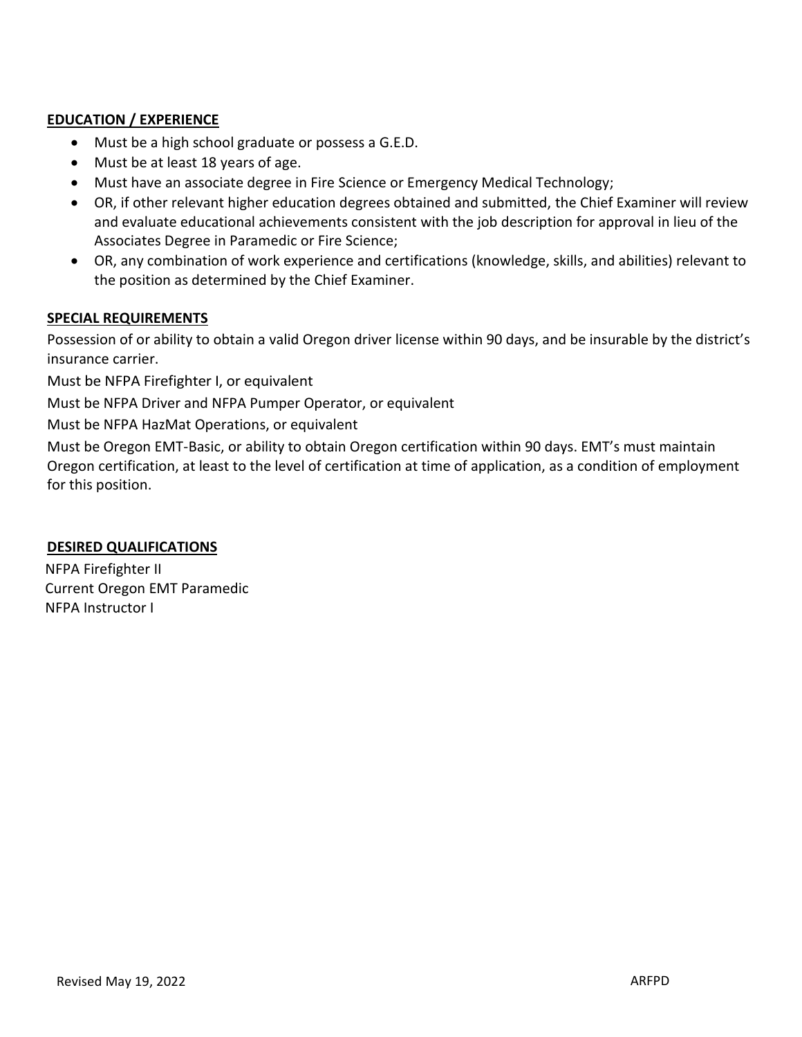**EDUCATION / EXPERIENCE**

- Must be a high school graduate or possess a G.E.D.
- Must be at least 18 years of age.
- Must have an associate degree in Fire Science or Emergency Medical Technology;
- OR, if other relevant higher education degrees obtained and submitted, the Chief Examiner will review and evaluate educational achievements consistent with the job description for approval in lieu of the Associates Degree in Paramedic or Fire Science;
- OR, any combination of work experience and certifications (knowledge, skills, and abilities) relevant to the position as determined by the Chief Examiner.

**SPECIAL REQUIREMENTS**

Possession of or ability to obtain a valid Oregon driver license within 90 days, and be insurable by the district's insurance carrier.

Must be NFPA Firefighter I, or equivalent

Must be NFPA Driver and NFPA Pumper Operator, or equivalent

Must be NFPA HazMat Operations, or equivalent

Must be Oregon EMT-Basic, or ability to obtain Oregon certification within 90 days. EMT's must maintain Oregon certification, at least to the level of certification at time of application, as a condition of employment for this position.

**DESIRED QUALIFICATIONS**

NFPA Firefighter II
Current Oregon EMT Paramedic
NFPA Instructor I

Revised May 19, 2022 ARFPD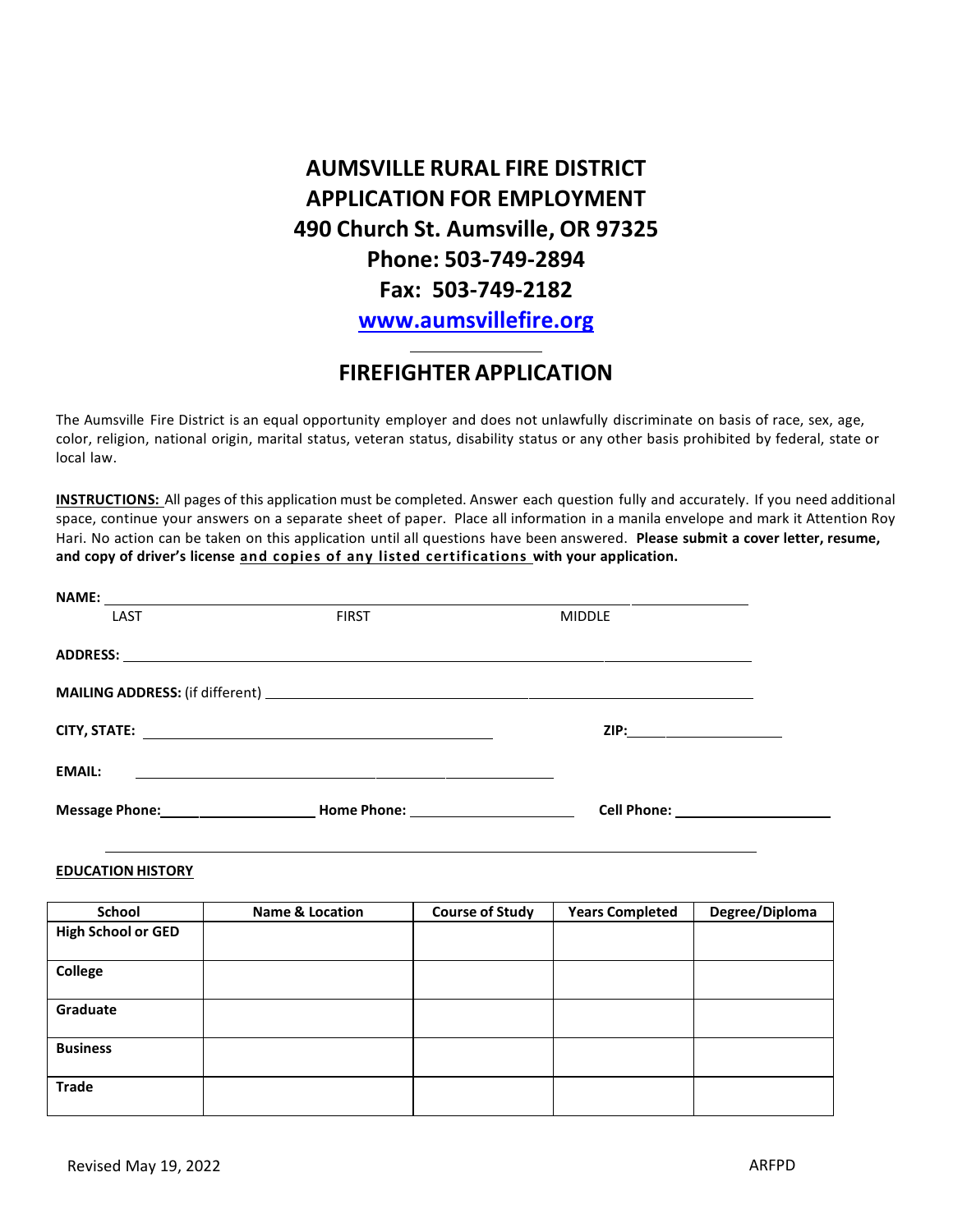# AUMSVILLE RURAL FIRE DISTRICT
# APPLICATION FOR EMPLOYMENT
# 490 Church St. Aumsville, OR 97325
# Phone: 503-749-2894
# Fax: 503-749-2182
# www.aumsvillefire.org

## FIREFIGHTER APPLICATION

The Aumsville Fire District is an equal opportunity employer and does not unlawfully discriminate on basis of race, sex, age, color, religion, national origin, marital status, veteran status, disability status or any other basis prohibited by federal, state or local law.

**INSTRUCTIONS:** All pages of this application must be completed. Answer each question fully and accurately. If you need additional space, continue your answers on a separate sheet of paper. Place all information in a manila envelope and mark it Attention Roy Hari. No action can be taken on this application until all questions have been answered. **Please submit a cover letter, resume, and copy of driver's license and copies of any listed certifications with your application.**

**NAME:** ______________________________________________

LAST FIRST MIDDLE

**ADDRESS:** ______________________________________________

**MAILING ADDRESS:** (if different) ______________________________________________

**CITY, STATE:** ______________________________ **ZIP:** ______________

**EMAIL:** ______________________________

**Message Phone:** ______________ **Home Phone:** ______________ **Cell Phone:** ______________

**EDUCATION HISTORY**

| School | Name & Location | Course of Study | Years Completed | Degree/Diploma |
|---|---|---|---|---|
| **High School or GED** | | | | |
| **College** | | | | |
| **Graduate** | | | | |
| **Business** | | | | |
| **Trade** | | | | |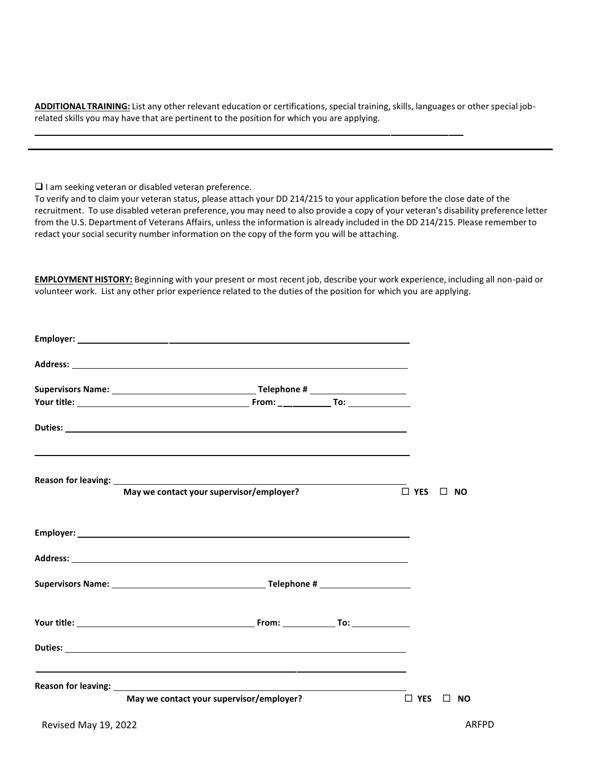**ADDITIONAL TRAINING:** List any other relevant education or certifications, special training, skills, languages or other special job-related skills you may have that are pertinent to the position for which you are applying.

_______________________________________________________________________________

_______________________________________________________________________________

☐ I am seeking veteran or disabled veteran preference.

To verify and to claim your veteran status, please attach your DD 214/215 to your application before the close date of the recruitment. To use disabled veteran preference, you may need to also provide a copy of your veteran's disability preference letter from the U.S. Department of Veterans Affairs, unless the information is already included in the DD 214/215. Please remember to redact your social security number information on the copy of the form you will be attaching.

**EMPLOYMENT HISTORY:** Beginning with your present or most recent job, describe your work experience, including all non-paid or volunteer work. List any other prior experience related to the duties of the position for which you are applying.

**Employer:** _______________________________________________

**Address:** _______________________________________________

**Supervisors Name:** ______________________ **Telephone #** ______________

**Your title:** ______________________ **From:** __________ **To:** __________

**Duties:** _______________________________________________

_______________________________________________

**Reason for leaving:** _______________________________________________

**May we contact your supervisor/employer?** ☐ **YES** ☐ **NO**

**Employer:** _______________________________________________

**Address:** _______________________________________________

**Supervisors Name:** ______________________ **Telephone #** ______________

**Your title:** ______________________ **From:** __________ **To:** __________

**Duties:** _______________________________________________

_______________________________________________

**Reason for leaving:** _______________________________________________

**May we contact your supervisor/employer?** ☐ **YES** ☐ **NO**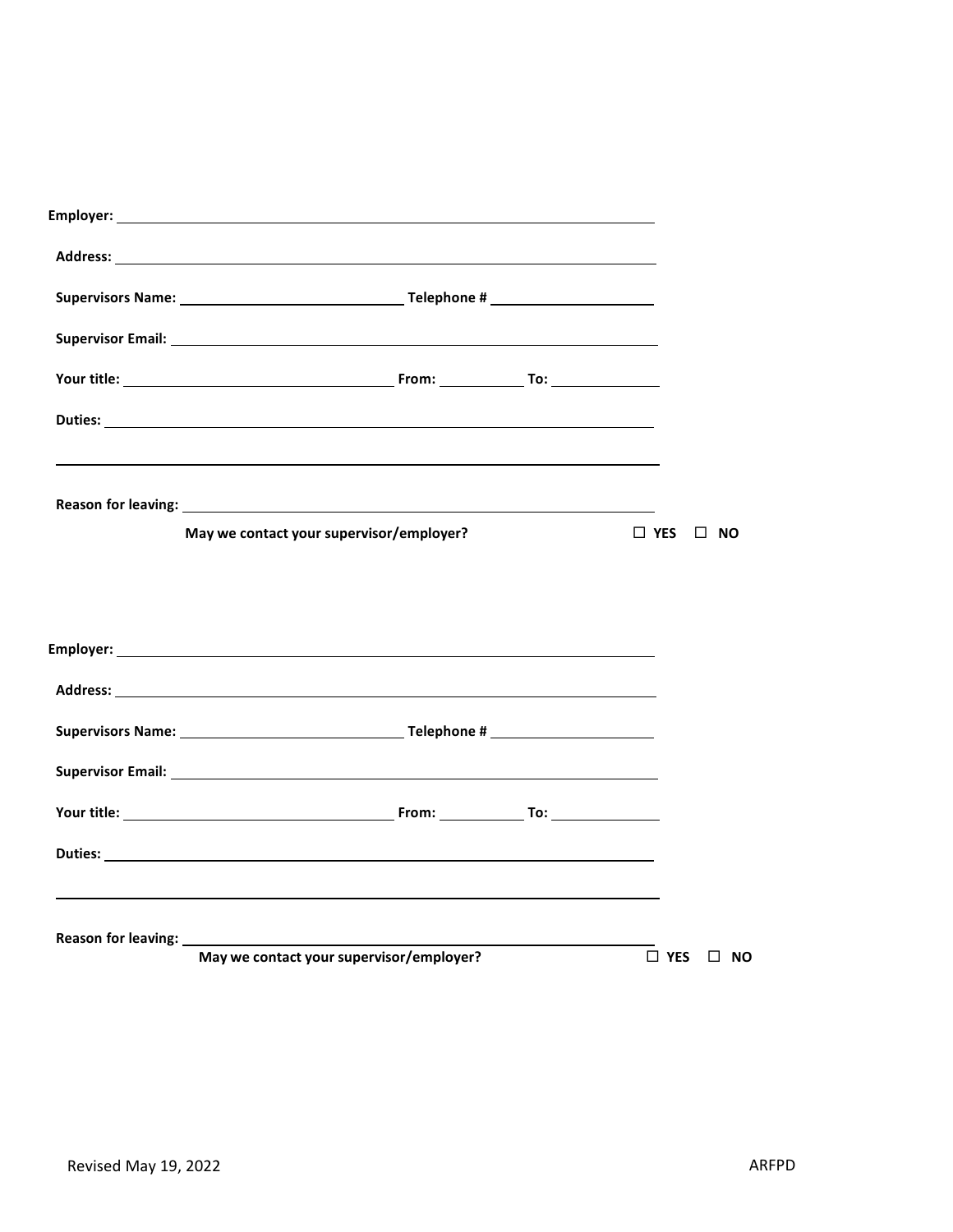**Employer:** ____________________________________________

**Address:** ____________________________________________

**Supervisors Name:** ______________________ **Telephone #** ________________

**Supervisor Email:** ____________________________________________

**Your title:** ______________________ **From:** __________ **To:** __________

**Duties:** ____________________________________________

____________________________________________

**Reason for leaving:** ____________________________________________

**May we contact your supervisor/employer?** ☐ **YES** ☐ **NO**

**Employer:** ____________________________________________

**Address:** ____________________________________________

**Supervisors Name:** ______________________ **Telephone #** ________________

**Supervisor Email:** ____________________________________________

**Your title:** ______________________ **From:** __________ **To:** __________

**Duties:** ____________________________________________

____________________________________________

**Reason for leaving:** ____________________________________________

**May we contact your supervisor/employer?** ☐ **YES** ☐ **NO**

Revised May 19, 2022 ARFPD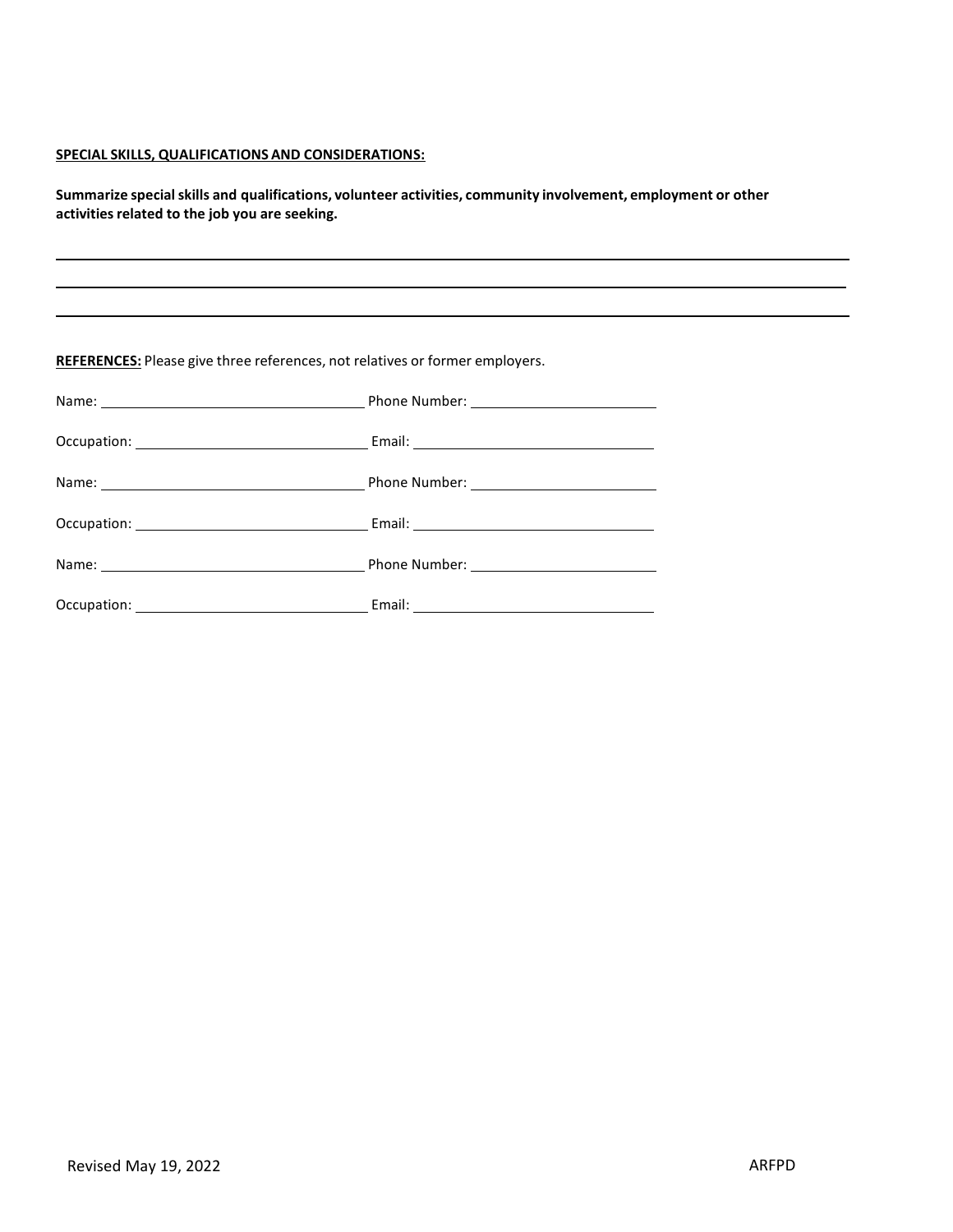**SPECIAL SKILLS, QUALIFICATIONS AND CONSIDERATIONS:**

**Summarize special skills and qualifications, volunteer activities, community involvement, employment or other activities related to the job you are seeking.**

\_\_\_\_\_\_\_\_\_\_\_\_\_\_\_\_\_\_\_\_\_\_\_\_\_\_\_\_\_\_\_\_\_\_\_\_\_\_\_\_\_\_\_\_\_\_\_\_\_\_\_\_\_\_\_\_\_\_\_\_\_\_\_\_\_\_\_\_\_\_\_\_\_\_\_\_

\_\_\_\_\_\_\_\_\_\_\_\_\_\_\_\_\_\_\_\_\_\_\_\_\_\_\_\_\_\_\_\_\_\_\_\_\_\_\_\_\_\_\_\_\_\_\_\_\_\_\_\_\_\_\_\_\_\_\_\_\_\_\_\_\_\_\_\_\_\_\_\_\_\_\_\_

\_\_\_\_\_\_\_\_\_\_\_\_\_\_\_\_\_\_\_\_\_\_\_\_\_\_\_\_\_\_\_\_\_\_\_\_\_\_\_\_\_\_\_\_\_\_\_\_\_\_\_\_\_\_\_\_\_\_\_\_\_\_\_\_\_\_\_\_\_\_\_\_\_\_\_\_

**REFERENCES:** Please give three references, not relatives or former employers.

Name: \_\_\_\_\_\_\_\_\_\_\_\_\_\_\_\_\_\_\_\_\_\_\_\_\_\_\_\_ Phone Number: \_\_\_\_\_\_\_\_\_\_\_\_\_\_\_\_\_\_\_\_

Occupation: \_\_\_\_\_\_\_\_\_\_\_\_\_\_\_\_\_\_\_\_\_\_\_\_\_ Email: \_\_\_\_\_\_\_\_\_\_\_\_\_\_\_\_\_\_\_\_\_\_\_\_\_\_

Name: \_\_\_\_\_\_\_\_\_\_\_\_\_\_\_\_\_\_\_\_\_\_\_\_\_\_\_\_ Phone Number: \_\_\_\_\_\_\_\_\_\_\_\_\_\_\_\_\_\_\_\_

Occupation: \_\_\_\_\_\_\_\_\_\_\_\_\_\_\_\_\_\_\_\_\_\_\_\_\_ Email: \_\_\_\_\_\_\_\_\_\_\_\_\_\_\_\_\_\_\_\_\_\_\_\_\_\_

Name: \_\_\_\_\_\_\_\_\_\_\_\_\_\_\_\_\_\_\_\_\_\_\_\_\_\_\_\_ Phone Number: \_\_\_\_\_\_\_\_\_\_\_\_\_\_\_\_\_\_\_\_

Occupation: \_\_\_\_\_\_\_\_\_\_\_\_\_\_\_\_\_\_\_\_\_\_\_\_\_ Email: \_\_\_\_\_\_\_\_\_\_\_\_\_\_\_\_\_\_\_\_\_\_\_\_\_\_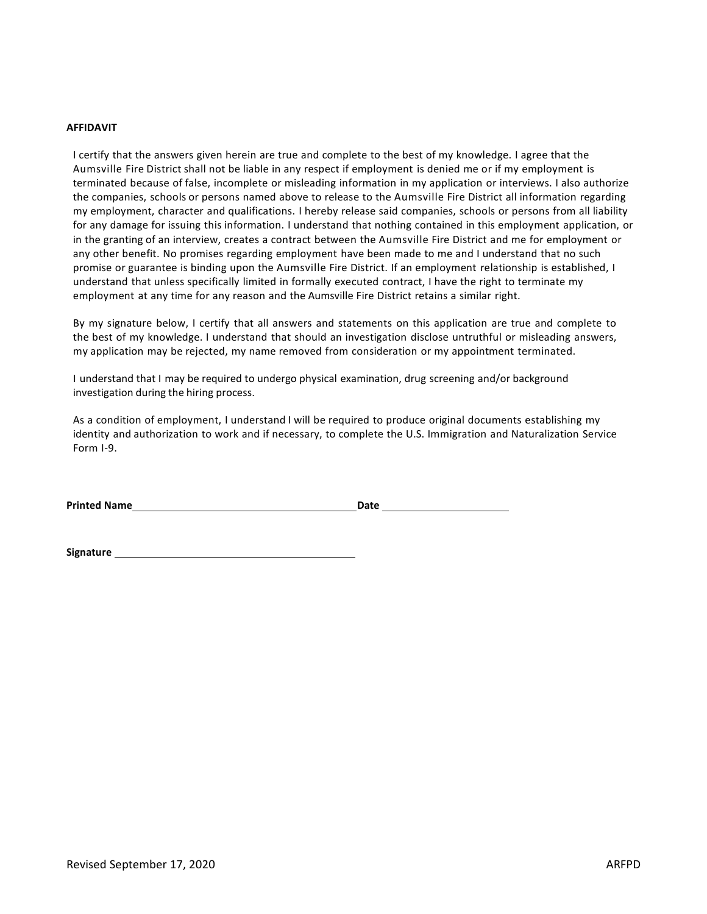**AFFIDAVIT**

I certify that the answers given herein are true and complete to the best of my knowledge. I agree that the Aumsville Fire District shall not be liable in any respect if employment is denied me or if my employment is terminated because of false, incomplete or misleading information in my application or interviews. I also authorize the companies, schools or persons named above to release to the Aumsville Fire District all information regarding my employment, character and qualifications. I hereby release said companies, schools or persons from all liability for any damage for issuing this information. I understand that nothing contained in this employment application, or in the granting of an interview, creates a contract between the Aumsville Fire District and me for employment or any other benefit. No promises regarding employment have been made to me and I understand that no such promise or guarantee is binding upon the Aumsville Fire District. If an employment relationship is established, I understand that unless specifically limited in formally executed contract, I have the right to terminate my employment at any time for any reason and the Aumsville Fire District retains a similar right.

By my signature below, I certify that all answers and statements on this application are true and complete to the best of my knowledge. I understand that should an investigation disclose untruthful or misleading answers, my application may be rejected, my name removed from consideration or my appointment terminated.

I understand that I may be required to undergo physical examination, drug screening and/or background investigation during the hiring process.

As a condition of employment, I understand I will be required to produce original documents establishing my identity and authorization to work and if necessary, to complete the U.S. Immigration and Naturalization Service Form I-9.

**Printed Name** ______________________________ **Date** ____________________

**Signature** ______________________________

Revised September 17, 2020 ARFPD